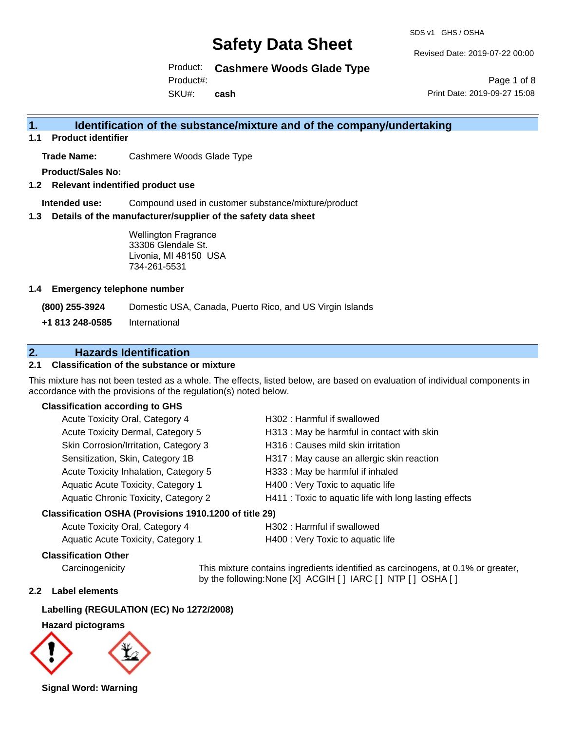# Safety Data Sheet

SDS v1 GHS / OSHA

Revised Date: 2019-07-22 00:00

Product: **Cashmere Woods Glade Type**

Product#:

SKU#: **cash**

Print Date: 2019-09-27 15:08

## 1. Identification of the substance/mixture and of the company/undertaking

### 1.1 Product identifier

**Trade Name:** Cashmere Woods Glade Type

**Product/Sales No:**

### 1.2 Relevant indentified product use

**Intended use:** Compound used in customer substance/mixture/product

### 1.3 Details of the manufacturer/supplier of the safety data sheet

Wellington Fragrance
33306 Glendale St.
Livonia, MI 48150 USA
734-261-5531

### 1.4 Emergency telephone number

**(800) 255-3924** Domestic USA, Canada, Puerto Rico, and US Virgin Islands

**+1 813 248-0585** International

## 2. Hazards Identification

### 2.1 Classification of the substance or mixture

This mixture has not been tested as a whole. The effects, listed below, are based on evaluation of individual components in accordance with the provisions of the regulation(s) noted below.

**Classification according to GHS**

| | |
|---|---|
| Acute Toxicity Oral, Category 4 | H302 : Harmful if swallowed |
| Acute Toxicity Dermal, Category 5 | H313 : May be harmful in contact with skin |
| Skin Corrosion/Irritation, Category 3 | H316 : Causes mild skin irritation |
| Sensitization, Skin, Category 1B | H317 : May cause an allergic skin reaction |
| Acute Toxicity Inhalation, Category 5 | H333 : May be harmful if inhaled |
| Aquatic Acute Toxicity, Category 1 | H400 : Very Toxic to aquatic life |
| Aquatic Chronic Toxicity, Category 2 | H411 : Toxic to aquatic life with long lasting effects |

**Classification OSHA (Provisions 1910.1200 of title 29)**

| | |
|---|---|
| Acute Toxicity Oral, Category 4 | H302 : Harmful if swallowed |
| Aquatic Acute Toxicity, Category 1 | H400 : Very Toxic to aquatic life |

**Classification Other**

Carcinogenicity — This mixture contains ingredients identified as carcinogens, at 0.1% or greater, by the following:None [X] ACGIH [ ] IARC [ ] NTP [ ] OSHA [ ]

### 2.2 Label elements

**Labelling (REGULATION (EC) No 1272/2008)**

**Hazard pictograms**

**Signal Word: Warning**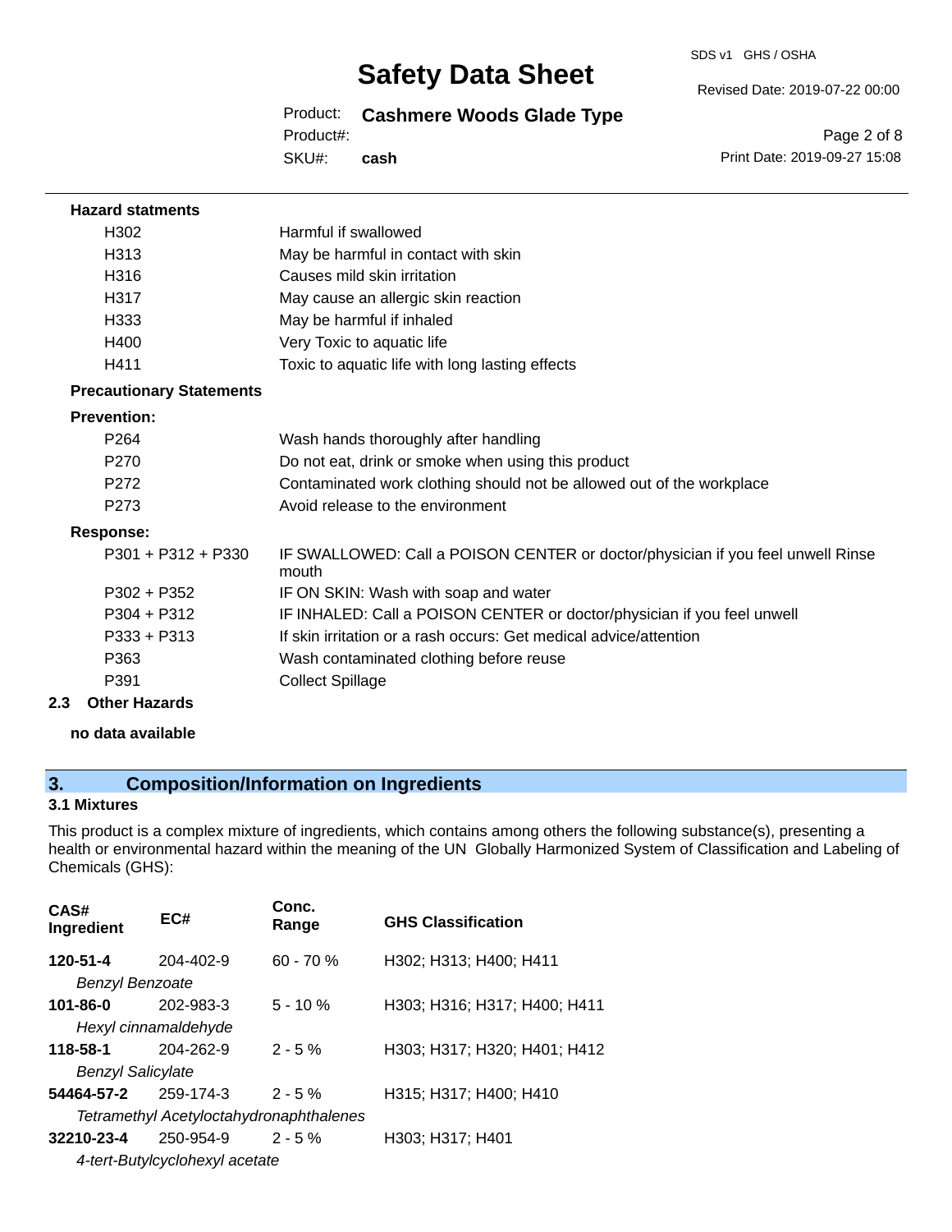**Hazard statments**

| | |
|---|---|
| H302 | Harmful if swallowed |
| H313 | May be harmful in contact with skin |
| H316 | Causes mild skin irritation |
| H317 | May cause an allergic skin reaction |
| H333 | May be harmful if inhaled |
| H400 | Very Toxic to aquatic life |
| H411 | Toxic to aquatic life with long lasting effects |

**Precautionary Statements**

**Prevention:**

| | |
|---|---|
| P264 | Wash hands thoroughly after handling |
| P270 | Do not eat, drink or smoke when using this product |
| P272 | Contaminated work clothing should not be allowed out of the workplace |
| P273 | Avoid release to the environment |

**Response:**

| | |
|---|---|
| P301 + P312 + P330 | IF SWALLOWED: Call a POISON CENTER or doctor/physician if you feel unwell Rinse mouth |
| P302 + P352 | IF ON SKIN: Wash with soap and water |
| P304 + P312 | IF INHALED: Call a POISON CENTER or doctor/physician if you feel unwell |
| P333 + P313 | If skin irritation or a rash occurs: Get medical advice/attention |
| P363 | Wash contaminated clothing before reuse |
| P391 | Collect Spillage |

### 2.3 Other Hazards

**no data available**

## 3. Composition/Information on Ingredients

### 3.1 Mixtures

This product is a complex mixture of ingredients, which contains among others the following substance(s), presenting a health or environmental hazard within the meaning of the UN Globally Harmonized System of Classification and Labeling of Chemicals (GHS):

| CAS# Ingredient | EC# | Conc. Range | GHS Classification |
|---|---|---|---|
| **120-51-4** | 204-402-9 | 60 - 70 % | H302; H313; H400; H411 |
| *Benzyl Benzoate* | | | |
| **101-86-0** | 202-983-3 | 5 - 10 % | H303; H316; H317; H400; H411 |
| *Hexyl cinnamaldehyde* | | | |
| **118-58-1** | 204-262-9 | 2 - 5 % | H303; H317; H320; H401; H412 |
| *Benzyl Salicylate* | | | |
| **54464-57-2** | 259-174-3 | 2 - 5 % | H315; H317; H400; H410 |
| *Tetramethyl Acetyloctahydronaphthalenes* | | | |
| **32210-23-4** | 250-954-9 | 2 - 5 % | H303; H317; H401 |
| *4-tert-Butylcyclohexyl acetate* | | | |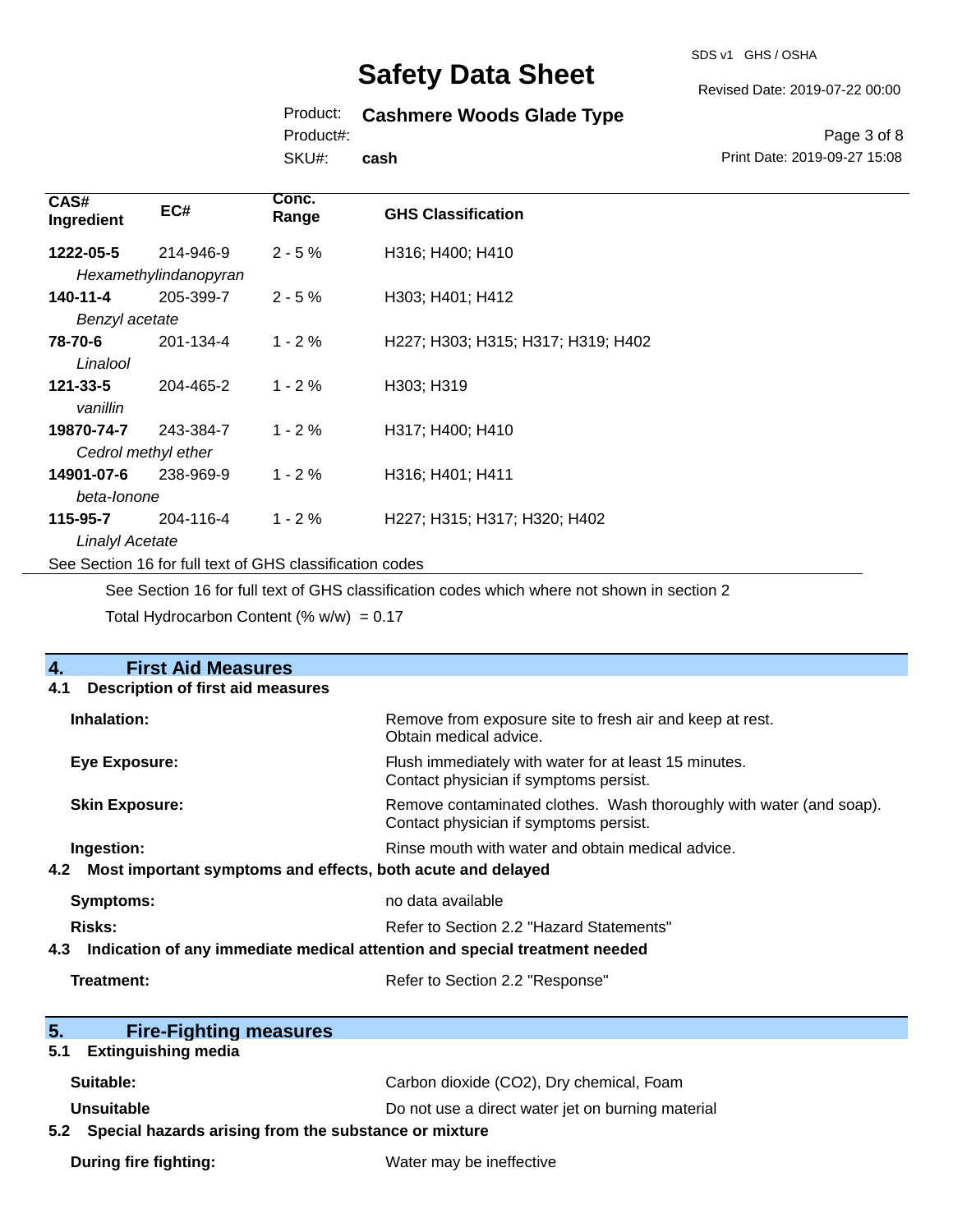| CAS# Ingredient | EC# | Conc. Range | GHS Classification |
|---|---|---|---|
| **1222-05-5** *Hexamethylindanopyran* | 214-946-9 | 2 - 5 % | H316; H400; H410 |
| **140-11-4** *Benzyl acetate* | 205-399-7 | 2 - 5 % | H303; H401; H412 |
| **78-70-6** *Linalool* | 201-134-4 | 1 - 2 % | H227; H303; H315; H317; H319; H402 |
| **121-33-5** *vanillin* | 204-465-2 | 1 - 2 % | H303; H319 |
| **19870-74-7** *Cedrol methyl ether* | 243-384-7 | 1 - 2 % | H317; H400; H410 |
| **14901-07-6** *beta-Ionone* | 238-969-9 | 1 - 2 % | H316; H401; H411 |
| **115-95-7** *Linalyl Acetate* | 204-116-4 | 1 - 2 % | H227; H315; H317; H320; H402 |

See Section 16 for full text of GHS classification codes

See Section 16 for full text of GHS classification codes which where not shown in section 2

Total Hydrocarbon Content (% w/w) = 0.17

## 4. First Aid Measures

### 4.1 Description of first aid measures

**Inhalation:** Remove from exposure site to fresh air and keep at rest. Obtain medical advice.

**Eye Exposure:** Flush immediately with water for at least 15 minutes. Contact physician if symptoms persist.

**Skin Exposure:** Remove contaminated clothes. Wash thoroughly with water (and soap). Contact physician if symptoms persist.

**Ingestion:** Rinse mouth with water and obtain medical advice.

### 4.2 Most important symptoms and effects, both acute and delayed

**Symptoms:** no data available

**Risks:** Refer to Section 2.2 "Hazard Statements"

### 4.3 Indication of any immediate medical attention and special treatment needed

**Treatment:** Refer to Section 2.2 "Response"

## 5. Fire-Fighting measures

### 5.1 Extinguishing media

**Suitable:** Carbon dioxide ($CO_2$), Dry chemical, Foam

**Unsuitable** Do not use a direct water jet on burning material

### 5.2 Special hazards arising from the substance or mixture

**During fire fighting:** Water may be ineffective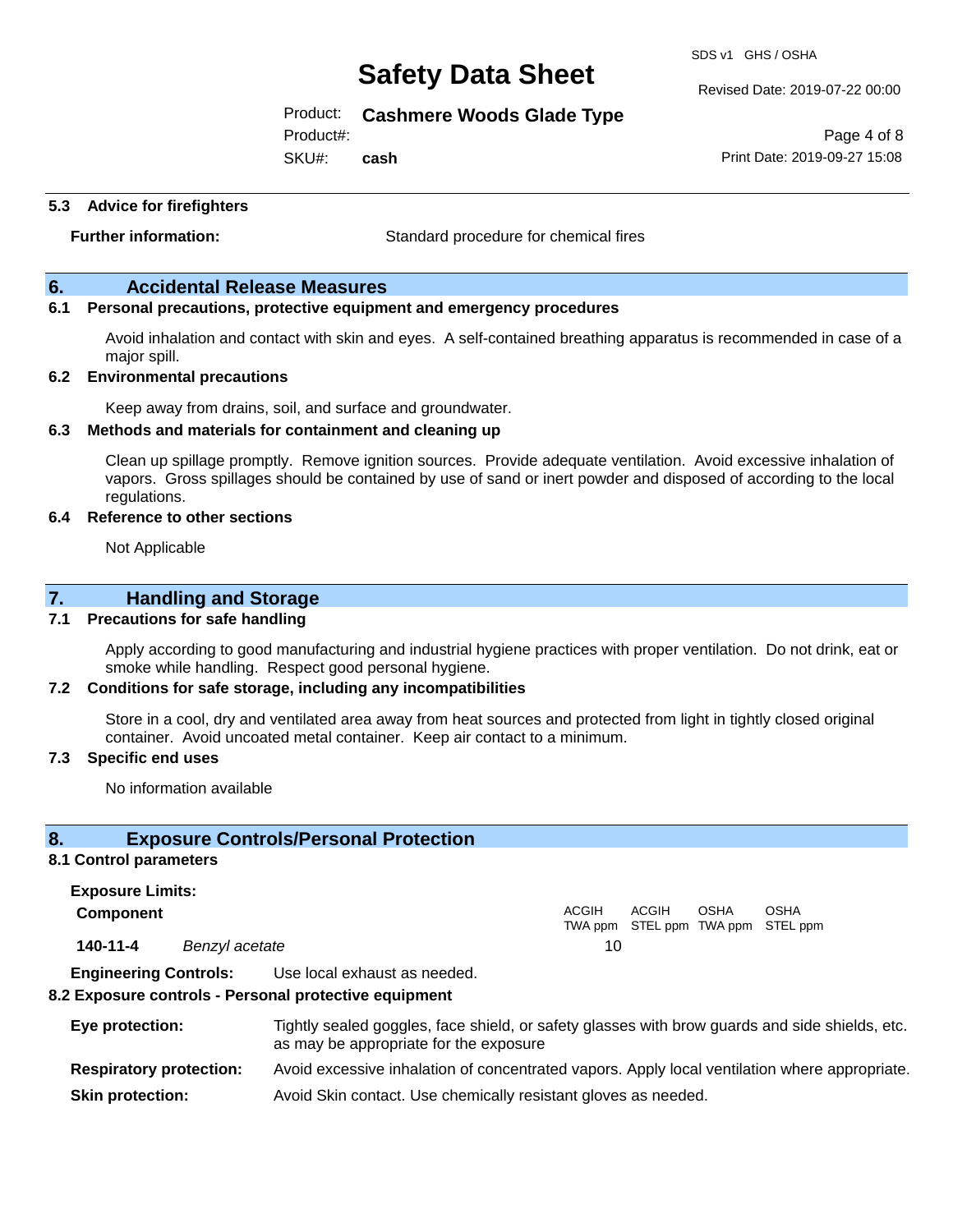### 5.3 Advice for firefighters

**Further information:** Standard procedure for chemical fires

## 6. Accidental Release Measures

### 6.1 Personal precautions, protective equipment and emergency procedures

Avoid inhalation and contact with skin and eyes. A self-contained breathing apparatus is recommended in case of a major spill.

### 6.2 Environmental precautions

Keep away from drains, soil, and surface and groundwater.

### 6.3 Methods and materials for containment and cleaning up

Clean up spillage promptly. Remove ignition sources. Provide adequate ventilation. Avoid excessive inhalation of vapors. Gross spillages should be contained by use of sand or inert powder and disposed of according to the local regulations.

### 6.4 Reference to other sections

Not Applicable

## 7. Handling and Storage

### 7.1 Precautions for safe handling

Apply according to good manufacturing and industrial hygiene practices with proper ventilation. Do not drink, eat or smoke while handling. Respect good personal hygiene.

### 7.2 Conditions for safe storage, including any incompatibilities

Store in a cool, dry and ventilated area away from heat sources and protected from light in tightly closed original container. Avoid uncoated metal container. Keep air contact to a minimum.

### 7.3 Specific end uses

No information available

## 8. Exposure Controls/Personal Protection

### 8.1 Control parameters

**Exposure Limits:**

| Component | | ACGIH TWA ppm | ACGIH STEL ppm | OSHA TWA ppm | OSHA STEL ppm |
|---|---|---|---|---|---|
| **140-11-4** | *Benzyl acetate* | 10 | | | |

**Engineering Controls:** Use local exhaust as needed.

### 8.2 Exposure controls - Personal protective equipment

**Eye protection:** Tightly sealed goggles, face shield, or safety glasses with brow guards and side shields, etc. as may be appropriate for the exposure

**Respiratory protection:** Avoid excessive inhalation of concentrated vapors. Apply local ventilation where appropriate.

**Skin protection:** Avoid Skin contact. Use chemically resistant gloves as needed.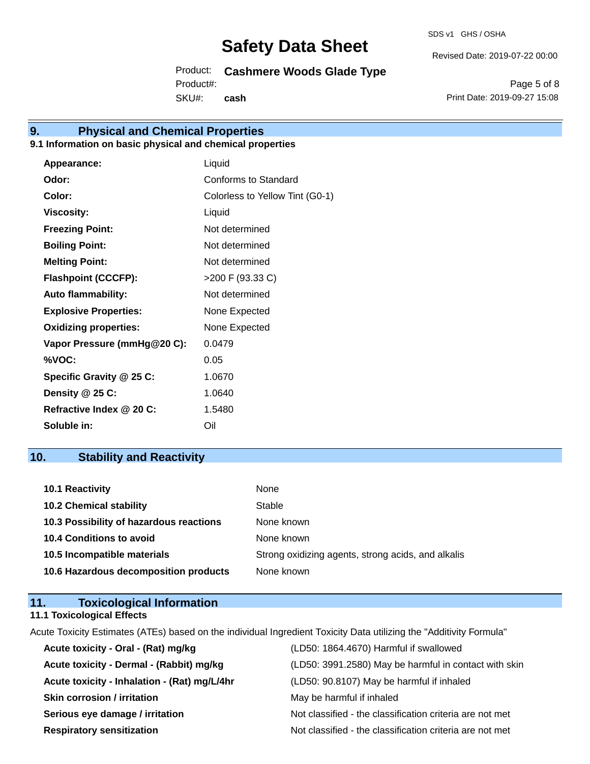## 9. Physical and Chemical Properties

### 9.1 Information on basic physical and chemical properties

| Property | Value |
|---|---|
| **Appearance:** | Liquid |
| **Odor:** | Conforms to Standard |
| **Color:** | Colorless to Yellow Tint (G0-1) |
| **Viscosity:** | Liquid |
| **Freezing Point:** | Not determined |
| **Boiling Point:** | Not determined |
| **Melting Point:** | Not determined |
| **Flashpoint (CCCFP):** | >200 F (93.33 C) |
| **Auto flammability:** | Not determined |
| **Explosive Properties:** | None Expected |
| **Oxidizing properties:** | None Expected |
| **Vapor Pressure (mmHg@20 C):** | 0.0479 |
| **%VOC:** | 0.05 |
| **Specific Gravity @ 25 C:** | 1.0670 |
| **Density @ 25 C:** | 1.0640 |
| **Refractive Index @ 20 C:** | 1.5480 |
| **Soluble in:** | Oil |

## 10. Stability and Reactivity

| Item | Value |
|---|---|
| **10.1 Reactivity** | None |
| **10.2 Chemical stability** | Stable |
| **10.3 Possibility of hazardous reactions** | None known |
| **10.4 Conditions to avoid** | None known |
| **10.5 Incompatible materials** | Strong oxidizing agents, strong acids, and alkalis |
| **10.6 Hazardous decomposition products** | None known |

## 11. Toxicological Information

### 11.1 Toxicological Effects

Acute Toxicity Estimates (ATEs) based on the individual Ingredient Toxicity Data utilizing the "Additivity Formula"

| Effect | Result |
|---|---|
| **Acute toxicity - Oral - (Rat) mg/kg** | (LD50: 1864.4670) Harmful if swallowed |
| **Acute toxicity - Dermal - (Rabbit) mg/kg** | (LD50: 3991.2580) May be harmful in contact with skin |
| **Acute toxicity - Inhalation - (Rat) mg/L/4hr** | (LD50: 90.8107) May be harmful if inhaled |
| **Skin corrosion / irritation** | May be harmful if inhaled |
| **Serious eye damage / irritation** | Not classified - the classification criteria are not met |
| **Respiratory sensitization** | Not classified - the classification criteria are not met |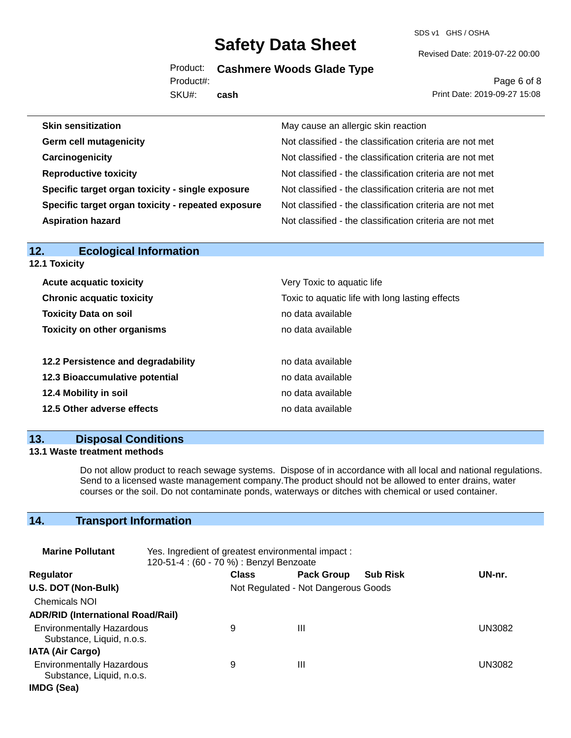| | |
|---|---|
| **Skin sensitization** | May cause an allergic skin reaction |
| **Germ cell mutagenicity** | Not classified - the classification criteria are not met |
| **Carcinogenicity** | Not classified - the classification criteria are not met |
| **Reproductive toxicity** | Not classified - the classification criteria are not met |
| **Specific target organ toxicity - single exposure** | Not classified - the classification criteria are not met |
| **Specific target organ toxicity - repeated exposure** | Not classified - the classification criteria are not met |
| **Aspiration hazard** | Not classified - the classification criteria are not met |

## 12. Ecological Information

### 12.1 Toxicity

| | |
|---|---|
| **Acute acquatic toxicity** | Very Toxic to aquatic life |
| **Chronic acquatic toxicity** | Toxic to aquatic life with long lasting effects |
| **Toxicity Data on soil** | no data available |
| **Toxicity on other organisms** | no data available |

| | |
|---|---|
| **12.2 Persistence and degradability** | no data available |
| **12.3 Bioaccumulative potential** | no data available |
| **12.4 Mobility in soil** | no data available |
| **12.5 Other adverse effects** | no data available |

## 13. Disposal Conditions

### 13.1 Waste treatment methods

Do not allow product to reach sewage systems. Dispose of in accordance with all local and national regulations. Send to a licensed waste management company.The product should not be allowed to enter drains, water courses or the soil. Do not contaminate ponds, waterways or ditches with chemical or used container.

## 14. Transport Information

**Marine Pollutant** Yes. Ingredient of greatest environmental impact :
120-51-4 : (60 - 70 %) : Benzyl Benzoate

| Regulator | Class | Pack Group | Sub Risk | UN-nr. |
|---|---|---|---|---|
| **U.S. DOT (Non-Bulk)** | Not Regulated - Not Dangerous Goods | | | |
| Chemicals NOI | | | | |
| **ADR/RID (International Road/Rail)** | | | | |
| Environmentally Hazardous Substance, Liquid, n.o.s. | 9 | III | | UN3082 |
| **IATA (Air Cargo)** | | | | |
| Environmentally Hazardous Substance, Liquid, n.o.s. | 9 | III | | UN3082 |
| **IMDG (Sea)** | | | | |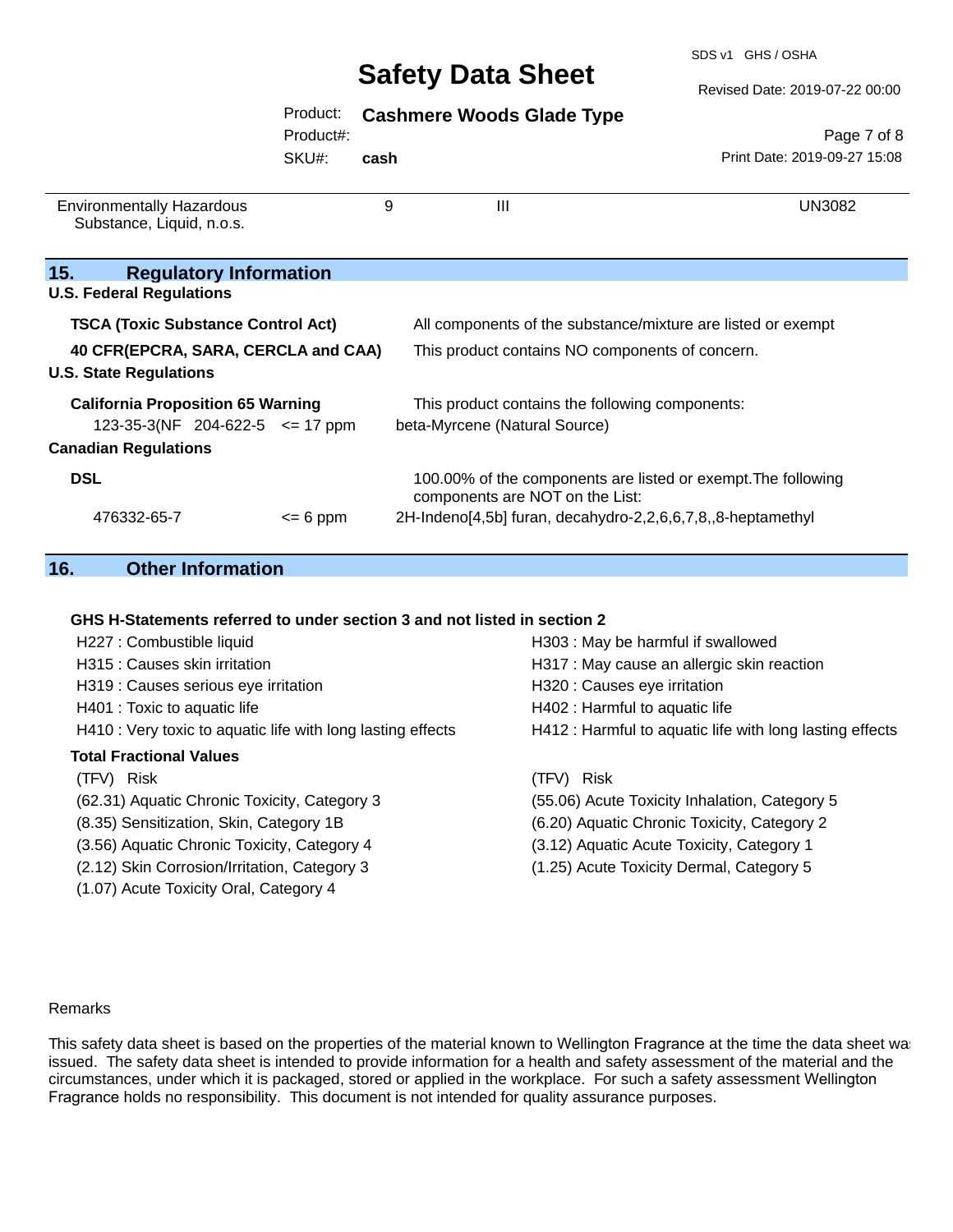| Environmentally Hazardous Substance, Liquid, n.o.s. | 9 | III | UN3082 |
|---|---|---|---|

## 15. Regulatory Information

**U.S. Federal Regulations**

| | |
|---|---|
| **TSCA (Toxic Substance Control Act)** | All components of the substance/mixture are listed or exempt |
| **40 CFR(EPCRA, SARA, CERCLA and CAA)** | This product contains NO components of concern. |

**U.S. State Regulations**

| | | | |
|---|---|---|---|
| **California Proposition 65 Warning** | | | This product contains the following components: |
| 123-35-3(NF | 204-622-5 | <= 17 ppm | beta-Myrcene (Natural Source) |

**Canadian Regulations**

| | | |
|---|---|---|
| **DSL** | | 100.00% of the components are listed or exempt.The following components are NOT on the List: |
| 476332-65-7 | <= 6 ppm | 2H-Indeno[4,5b] furan, decahydro-2,2,6,6,7,8,,8-heptamethyl |

## 16. Other Information

**GHS H-Statements referred to under section 3 and not listed in section 2**

H227 : Combustible liquid
H303 : May be harmful if swallowed
H315 : Causes skin irritation
H317 : May cause an allergic skin reaction
H319 : Causes serious eye irritation
H320 : Causes eye irritation
H401 : Toxic to aquatic life
H402 : Harmful to aquatic life
H410 : Very toxic to aquatic life with long lasting effects
H412 : Harmful to aquatic life with long lasting effects

**Total Fractional Values**

| (TFV) Risk | (TFV) Risk |
|---|---|
| (62.31) Aquatic Chronic Toxicity, Category 3 | (55.06) Acute Toxicity Inhalation, Category 5 |
| (8.35) Sensitization, Skin, Category 1B | (6.20) Aquatic Chronic Toxicity, Category 2 |
| (3.56) Aquatic Chronic Toxicity, Category 4 | (3.12) Aquatic Acute Toxicity, Category 1 |
| (2.12) Skin Corrosion/Irritation, Category 3 | (1.25) Acute Toxicity Dermal, Category 5 |
| (1.07) Acute Toxicity Oral, Category 4 | |

Remarks

This safety data sheet is based on the properties of the material known to Wellington Fragrance at the time the data sheet was issued. The safety data sheet is intended to provide information for a health and safety assessment of the material and the circumstances, under which it is packaged, stored or applied in the workplace. For such a safety assessment Wellington Fragrance holds no responsibility. This document is not intended for quality assurance purposes.